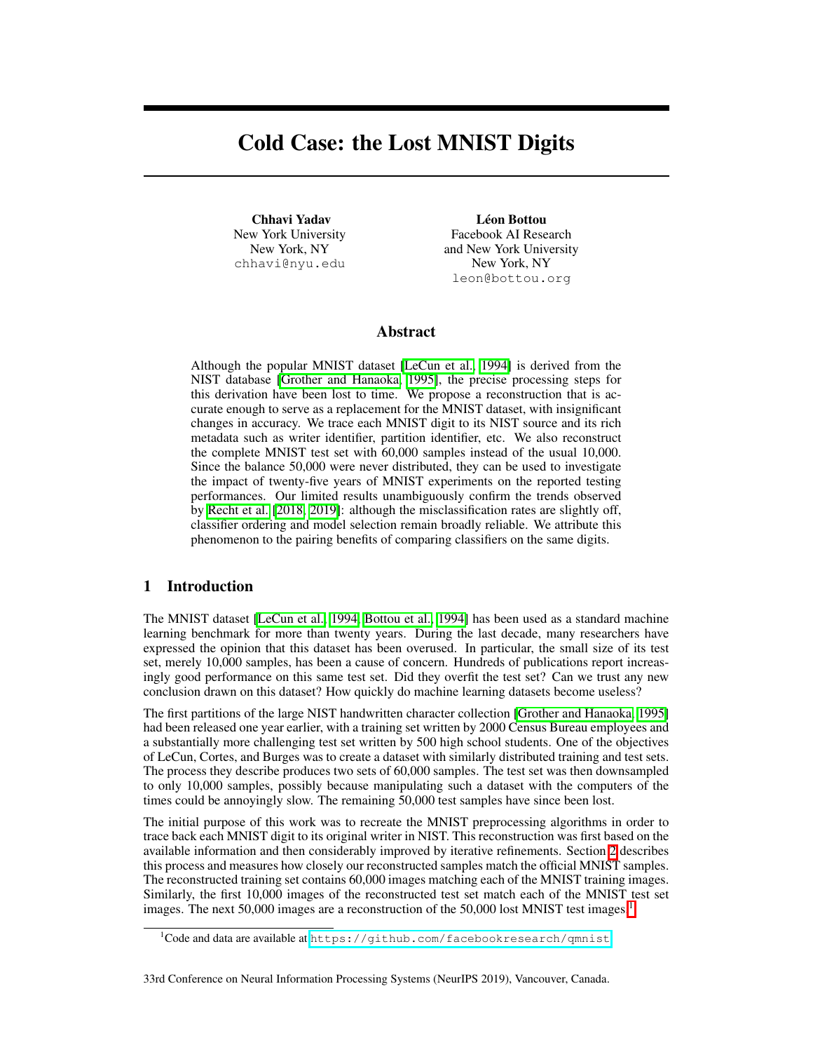# Cold Case: the Lost MNIST Digits

**Chhavi Yadav**
New York University
New York, NY
chhavi@nyu.edu

**Léon Bottou**
Facebook AI Research
and New York University
New York, NY
leon@bottou.org

## Abstract

Although the popular MNIST dataset [LeCun et al., 1994] is derived from the NIST database [Grother and Hanaoka, 1995], the precise processing steps for this derivation have been lost to time. We propose a reconstruction that is accurate enough to serve as a replacement for the MNIST dataset, with insignificant changes in accuracy. We trace each MNIST digit to its NIST source and its rich metadata such as writer identifier, partition identifier, etc. We also reconstruct the complete MNIST test set with 60,000 samples instead of the usual 10,000. Since the balance 50,000 were never distributed, they can be used to investigate the impact of twenty-five years of MNIST experiments on the reported testing performances. Our limited results unambiguously confirm the trends observed by Recht et al. [2018, 2019]: although the misclassification rates are slightly off, classifier ordering and model selection remain broadly reliable. We attribute this phenomenon to the pairing benefits of comparing classifiers on the same digits.

## 1 Introduction

The MNIST dataset [LeCun et al., 1994, Bottou et al., 1994] has been used as a standard machine learning benchmark for more than twenty years. During the last decade, many researchers have expressed the opinion that this dataset has been overused. In particular, the small size of its test set, merely 10,000 samples, has been a cause of concern. Hundreds of publications report increasingly good performance on this same test set. Did they overfit the test set? Can we trust any new conclusion drawn on this dataset? How quickly do machine learning datasets become useless?

The first partitions of the large NIST handwritten character collection [Grother and Hanaoka, 1995] had been released one year earlier, with a training set written by 2000 Census Bureau employees and a substantially more challenging test set written by 500 high school students. One of the objectives of LeCun, Cortes, and Burges was to create a dataset with similarly distributed training and test sets. The process they describe produces two sets of 60,000 samples. The test set was then downsampled to only 10,000 samples, possibly because manipulating such a dataset with the computers of the times could be annoyingly slow. The remaining 50,000 test samples have since been lost.

The initial purpose of this work was to recreate the MNIST preprocessing algorithms in order to trace back each MNIST digit to its original writer in NIST. This reconstruction was first based on the available information and then considerably improved by iterative refinements. Section 2 describes this process and measures how closely our reconstructed samples match the official MNIST samples. The reconstructed training set contains 60,000 images matching each of the MNIST training images. Similarly, the first 10,000 images of the reconstructed test set match each of the MNIST test set images. The next 50,000 images are a reconstruction of the 50,000 lost MNIST test images.[1]

[1] Code and data are available at https://github.com/facebookresearch/qmnist.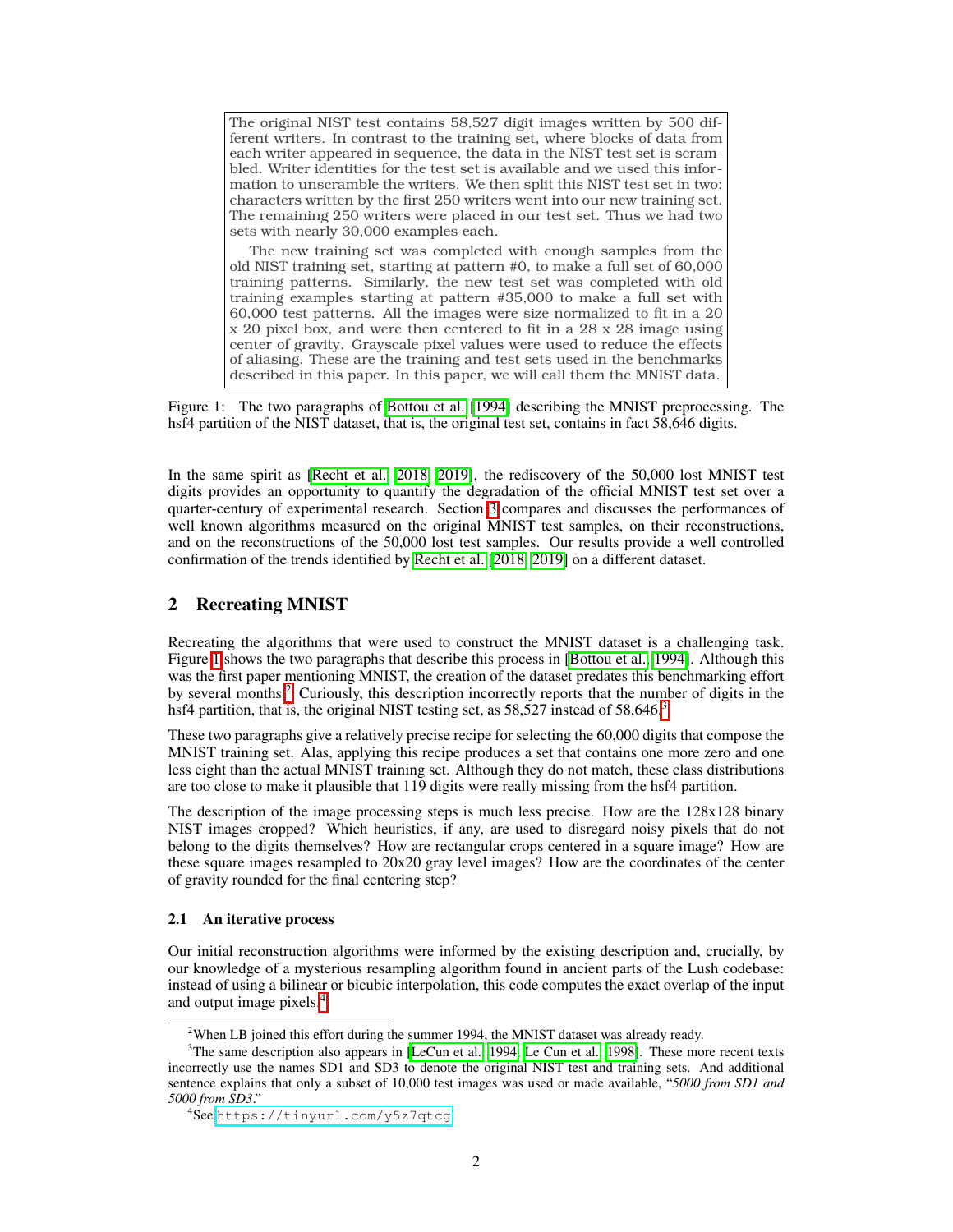> The original NIST test contains 58,527 digit images written by 500 different writers. In contrast to the training set, where blocks of data from each writer appeared in sequence, the data in the NIST test set is scrambled. Writer identities for the test set is available and we used this information to unscramble the writers. We then split this NIST test set in two: characters written by the first 250 writers went into our new training set. The remaining 250 writers were placed in our test set. Thus we had two sets with nearly 30,000 examples each.
>
> The new training set was completed with enough samples from the old NIST training set, starting at pattern #0, to make a full set of 60,000 training patterns. Similarly, the new test set was completed with old training examples starting at pattern #35,000 to make a full set with 60,000 test patterns. All the images were size normalized to fit in a 20 x 20 pixel box, and were then centered to fit in a 28 x 28 image using center of gravity. Grayscale pixel values were used to reduce the effects of aliasing. These are the training and test sets used in the benchmarks described in this paper. In this paper, we will call them the MNIST data.

Figure 1: The two paragraphs of Bottou et al. [1994] describing the MNIST preprocessing. The hsf4 partition of the NIST dataset, that is, the original test set, contains in fact 58,646 digits.

In the same spirit as [Recht et al., 2018, 2019], the rediscovery of the 50,000 lost MNIST test digits provides an opportunity to quantify the degradation of the official MNIST test set over a quarter-century of experimental research. Section 3 compares and discusses the performances of well known algorithms measured on the original MNIST test samples, on their reconstructions, and on the reconstructions of the 50,000 lost test samples. Our results provide a well controlled confirmation of the trends identified by Recht et al. [2018, 2019] on a different dataset.

## 2 Recreating MNIST

Recreating the algorithms that were used to construct the MNIST dataset is a challenging task. Figure 1 shows the two paragraphs that describe this process in [Bottou et al., 1994]. Although this was the first paper mentioning MNIST, the creation of the dataset predates this benchmarking effort by several months.[2] Curiously, this description incorrectly reports that the number of digits in the hsf4 partition, that is, the original NIST testing set, as 58,527 instead of 58,646.[3]

These two paragraphs give a relatively precise recipe for selecting the 60,000 digits that compose the MNIST training set. Alas, applying this recipe produces a set that contains one more zero and one less eight than the actual MNIST training set. Although they do not match, these class distributions are too close to make it plausible that 119 digits were really missing from the hsf4 partition.

The description of the image processing steps is much less precise. How are the 128x128 binary NIST images cropped? Which heuristics, if any, are used to disregard noisy pixels that do not belong to the digits themselves? How are rectangular crops centered in a square image? How are these square images resampled to 20x20 gray level images? How are the coordinates of the center of gravity rounded for the final centering step?

### 2.1 An iterative process

Our initial reconstruction algorithms were informed by the existing description and, crucially, by our knowledge of a mysterious resampling algorithm found in ancient parts of the Lush codebase: instead of using a bilinear or bicubic interpolation, this code computes the exact overlap of the input and output image pixels.[4]

---

[2] When LB joined this effort during the summer 1994, the MNIST dataset was already ready.

[3] The same description also appears in [LeCun et al., 1994, Le Cun et al., 1998]. These more recent texts incorrectly use the names SD1 and SD3 to denote the original NIST test and training sets. And additional sentence explains that only a subset of 10,000 test images was used or made available, "*5000 from SD1 and 5000 from SD3*."

[4] See https://tinyurl.com/y5z7qtcg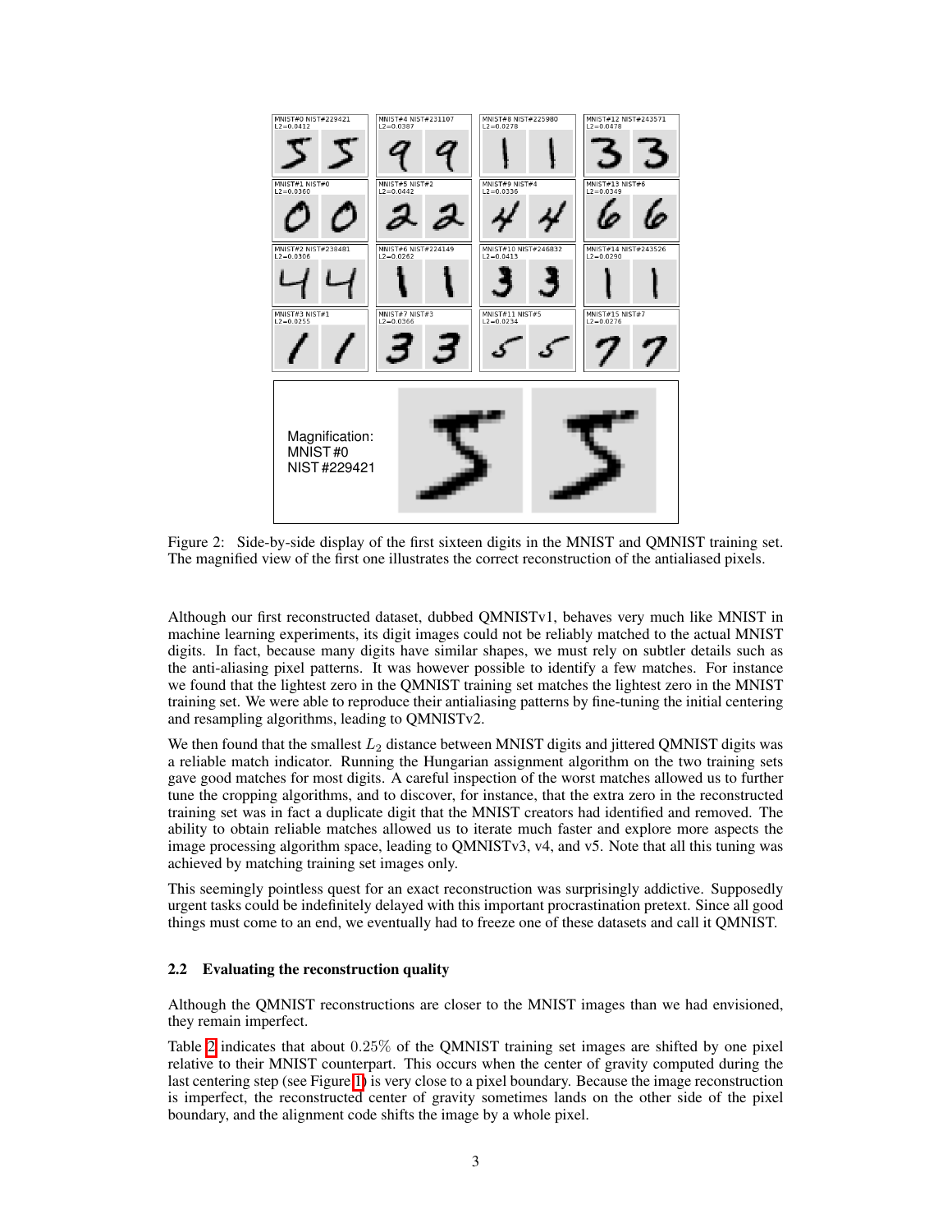Figure 2: Side-by-side display of the first sixteen digits in the MNIST and QMNIST training set. The magnified view of the first one illustrates the correct reconstruction of the antialiased pixels.

Although our first reconstructed dataset, dubbed QMNISTv1, behaves very much like MNIST in machine learning experiments, its digit images could not be reliably matched to the actual MNIST digits. In fact, because many digits have similar shapes, we must rely on subtler details such as the anti-aliasing pixel patterns. It was however possible to identify a few matches. For instance we found that the lightest zero in the QMNIST training set matches the lightest zero in the MNIST training set. We were able to reproduce their antialiasing patterns by fine-tuning the initial centering and resampling algorithms, leading to QMNISTv2.

We then found that the smallest $L_2$ distance between MNIST digits and jittered QMNIST digits was a reliable match indicator. Running the Hungarian assignment algorithm on the two training sets gave good matches for most digits. A careful inspection of the worst matches allowed us to further tune the cropping algorithms, and to discover, for instance, that the extra zero in the reconstructed training set was in fact a duplicate digit that the MNIST creators had identified and removed. The ability to obtain reliable matches allowed us to iterate much faster and explore more aspects the image processing algorithm space, leading to QMNISTv3, v4, and v5. Note that all this tuning was achieved by matching training set images only.

This seemingly pointless quest for an exact reconstruction was surprisingly addictive. Supposedly urgent tasks could be indefinitely delayed with this important procrastination pretext. Since all good things must come to an end, we eventually had to freeze one of these datasets and call it QMNIST.

### 2.2 Evaluating the reconstruction quality

Although the QMNIST reconstructions are closer to the MNIST images than we had envisioned, they remain imperfect.

Table 2 indicates that about $0.25\%$ of the QMNIST training set images are shifted by one pixel relative to their MNIST counterpart. This occurs when the center of gravity computed during the last centering step (see Figure 1) is very close to a pixel boundary. Because the image reconstruction is imperfect, the reconstructed center of gravity sometimes lands on the other side of the pixel boundary, and the alignment code shifts the image by a whole pixel.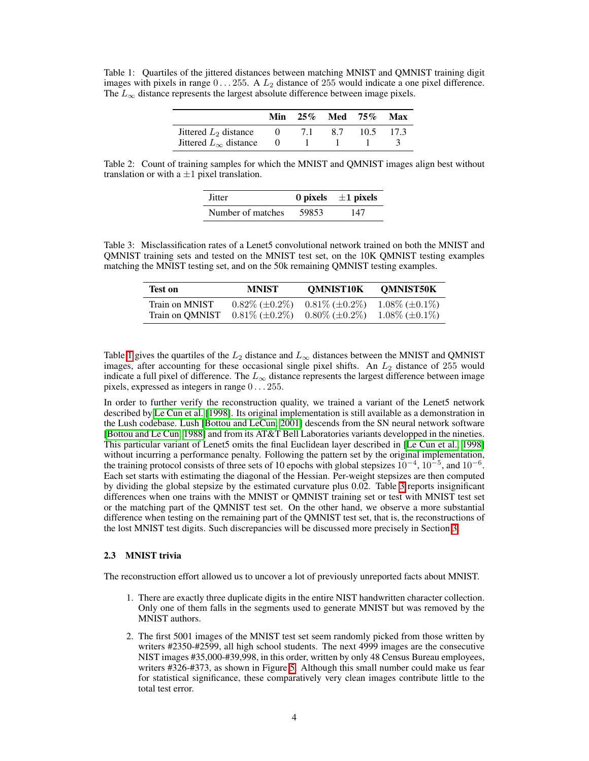Table 1: Quartiles of the jittered distances between matching MNIST and QMNIST training digit images with pixels in range $0 \ldots 255$. A $L_2$ distance of 255 would indicate a one pixel difference. The $L_\infty$ distance represents the largest absolute difference between image pixels.

| | Min | 25% | Med | 75% | Max |
|---|---|---|---|---|---|
| Jittered $L_2$ distance | 0 | 7.1 | 8.7 | 10.5 | 17.3 |
| Jittered $L_\infty$ distance | 0 | 1 | 1 | 1 | 3 |

Table 2: Count of training samples for which the MNIST and QMNIST images align best without translation or with a $\pm 1$ pixel translation.

| Jitter | 0 pixels | $\pm 1$ pixels |
|---|---|---|
| Number of matches | 59853 | 147 |

Table 3: Misclassification rates of a Lenet5 convolutional network trained on both the MNIST and QMNIST training sets and tested on the MNIST test set, on the 10K QMNIST testing examples matching the MNIST testing set, and on the 50k remaining QMNIST testing examples.

| Test on | MNIST | QMNIST10K | QMNIST50K |
|---|---|---|---|
| Train on MNIST | 0.82% ($\pm$0.2%) | 0.81% ($\pm$0.2%) | 1.08% ($\pm$0.1%) |
| Train on QMNIST | 0.81% ($\pm$0.2%) | 0.80% ($\pm$0.2%) | 1.08% ($\pm$0.1%) |

Table 1 gives the quartiles of the $L_2$ distance and $L_\infty$ distances between the MNIST and QMNIST images, after accounting for these occasional single pixel shifts. An $L_2$ distance of 255 would indicate a full pixel of difference. The $L_\infty$ distance represents the largest difference between image pixels, expressed as integers in range $0 \ldots 255$.

In order to further verify the reconstruction quality, we trained a variant of the Lenet5 network described by Le Cun et al. [1998]. Its original implementation is still available as a demonstration in the Lush codebase. Lush [Bottou and LeCun, 2001] descends from the SN neural network software [Bottou and Le Cun, 1988] and from its AT&T Bell Laboratories variants developped in the nineties. This particular variant of Lenet5 omits the final Euclidean layer described in [Le Cun et al., 1998] without incurring a performance penalty. Following the pattern set by the original implementation, the training protocol consists of three sets of 10 epochs with global stepsizes $10^{-4}$, $10^{-5}$, and $10^{-6}$. Each set starts with estimating the diagonal of the Hessian. Per-weight stepsizes are then computed by dividing the global stepsize by the estimated curvature plus 0.02. Table 3 reports insignificant differences when one trains with the MNIST or QMNIST training set or test with MNIST test set or the matching part of the QMNIST test set. On the other hand, we observe a more substantial difference when testing on the remaining part of the QMNIST test set, that is, the reconstructions of the lost MNIST test digits. Such discrepancies will be discussed more precisely in Section 3.

### 2.3 MNIST trivia

The reconstruction effort allowed us to uncover a lot of previously unreported facts about MNIST.

1. There are exactly three duplicate digits in the entire NIST handwritten character collection. Only one of them falls in the segments used to generate MNIST but was removed by the MNIST authors.

2. The first 5001 images of the MNIST test set seem randomly picked from those written by writers #2350-#2599, all high school students. The next 4999 images are the consecutive NIST images #35,000-#39,998, in this order, written by only 48 Census Bureau employees, writers #326-#373, as shown in Figure 5. Although this small number could make us fear for statistical significance, these comparatively very clean images contribute little to the total test error.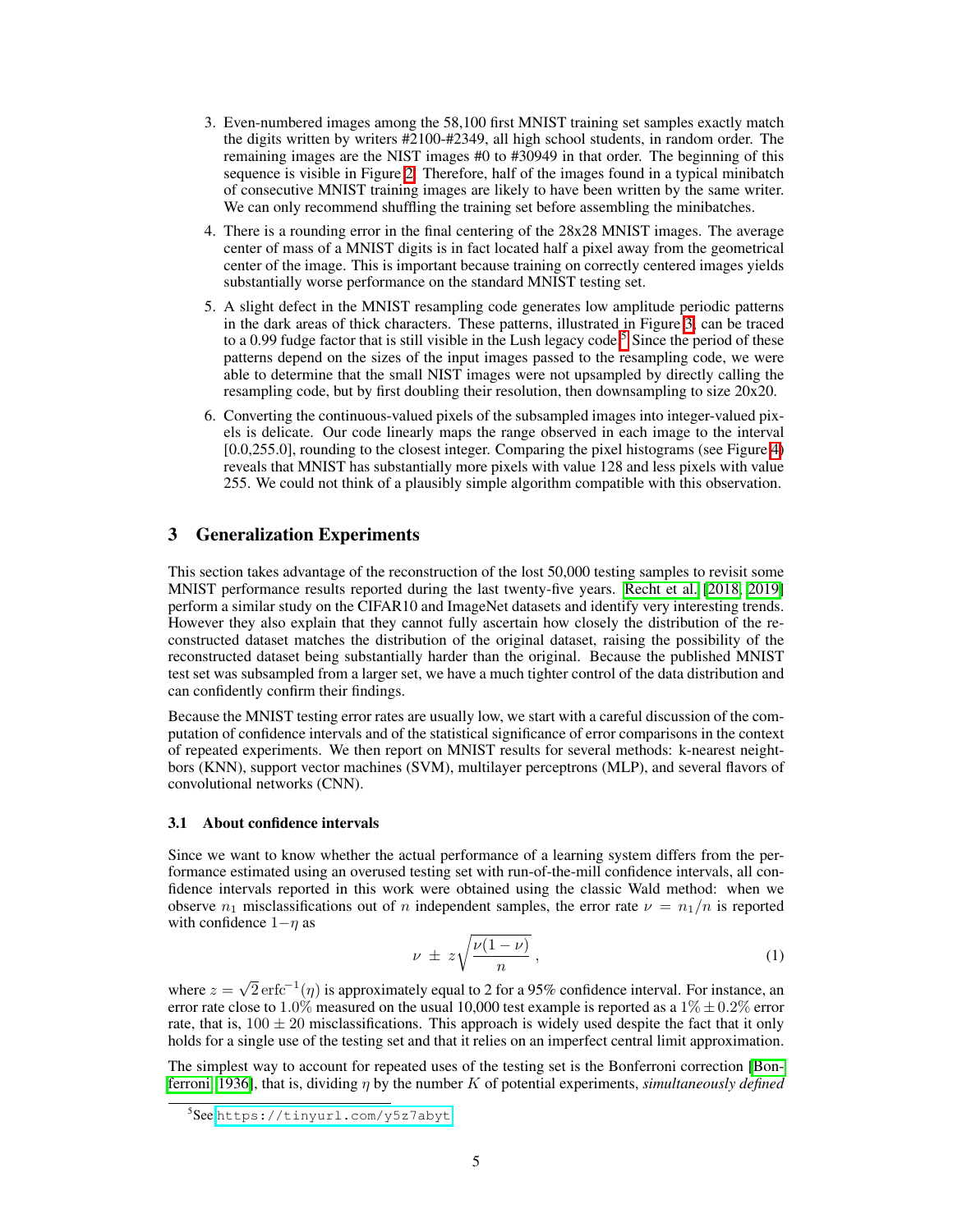3. Even-numbered images among the 58,100 first MNIST training set samples exactly match the digits written by writers #2100-#2349, all high school students, in random order. The remaining images are the NIST images #0 to #30949 in that order. The beginning of this sequence is visible in Figure 2. Therefore, half of the images found in a typical minibatch of consecutive MNIST training images are likely to have been written by the same writer. We can only recommend shuffling the training set before assembling the minibatches.
4. There is a rounding error in the final centering of the 28x28 MNIST images. The average center of mass of a MNIST digits is in fact located half a pixel away from the geometrical center of the image. This is important because training on correctly centered images yields substantially worse performance on the standard MNIST testing set.
5. A slight defect in the MNIST resampling code generates low amplitude periodic patterns in the dark areas of thick characters. These patterns, illustrated in Figure 3, can be traced to a 0.99 fudge factor that is still visible in the Lush legacy code.[5] Since the period of these patterns depend on the sizes of the input images passed to the resampling code, we were able to determine that the small NIST images were not upsampled by directly calling the resampling code, but by first doubling their resolution, then downsampling to size 20x20.
6. Converting the continuous-valued pixels of the subsampled images into integer-valued pixels is delicate. Our code linearly maps the range observed in each image to the interval [0.0,255.0], rounding to the closest integer. Comparing the pixel histograms (see Figure 4) reveals that MNIST has substantially more pixels with value 128 and less pixels with value 255. We could not think of a plausibly simple algorithm compatible with this observation.

## 3 Generalization Experiments

This section takes advantage of the reconstruction of the lost 50,000 testing samples to revisit some MNIST performance results reported during the last twenty-five years. Recht et al. [2018, 2019] perform a similar study on the CIFAR10 and ImageNet datasets and identify very interesting trends. However they also explain that they cannot fully ascertain how closely the distribution of the reconstructed dataset matches the distribution of the original dataset, raising the possibility of the reconstructed dataset being substantially harder than the original. Because the published MNIST test set was subsampled from a larger set, we have a much tighter control of the data distribution and can confidently confirm their findings.

Because the MNIST testing error rates are usually low, we start with a careful discussion of the computation of confidence intervals and of the statistical significance of error comparisons in the context of repeated experiments. We then report on MNIST results for several methods: k-nearest neightbors (KNN), support vector machines (SVM), multilayer perceptrons (MLP), and several flavors of convolutional networks (CNN).

### 3.1 About confidence intervals

Since we want to know whether the actual performance of a learning system differs from the performance estimated using an overused testing set with run-of-the-mill confidence intervals, all confidence intervals reported in this work were obtained using the classic Wald method: when we observe $n_1$ misclassifications out of $n$ independent samples, the error rate $\nu = n_1/n$ is reported with confidence $1-\eta$ as

$$\nu \ \pm \ z\sqrt{\frac{\nu(1-\nu)}{n}}\,, \tag{1}$$

where $z = \sqrt{2}\,\mathrm{erfc}^{-1}(\eta)$ is approximately equal to 2 for a 95% confidence interval. For instance, an error rate close to $1.0\%$ measured on the usual 10,000 test example is reported as a $1\% \pm 0.2\%$ error rate, that is, $100 \pm 20$ misclassifications. This approach is widely used despite the fact that it only holds for a single use of the testing set and that it relies on an imperfect central limit approximation.

The simplest way to account for repeated uses of the testing set is the Bonferroni correction [Bonferroni, 1936], that is, dividing $\eta$ by the number $K$ of potential experiments, *simultaneously defined*

[5] See https://tinyurl.com/y5z7abyt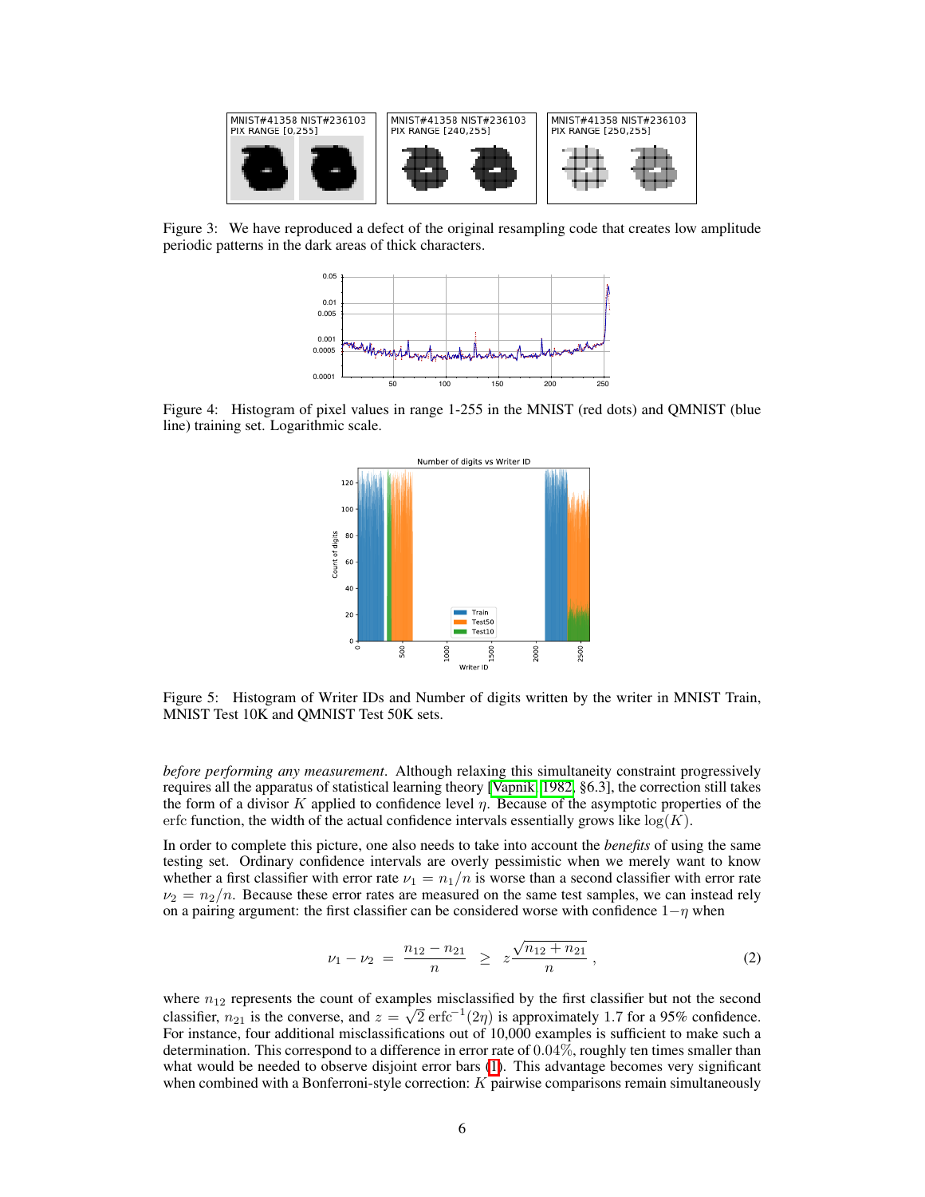Figure 3: We have reproduced a defect of the original resampling code that creates low amplitude periodic patterns in the dark areas of thick characters.

Figure 4: Histogram of pixel values in range 1-255 in the MNIST (red dots) and QMNIST (blue line) training set. Logarithmic scale.

Figure 5: Histogram of Writer IDs and Number of digits written by the writer in MNIST Train, MNIST Test 10K and QMNIST Test 50K sets.

*before performing any measurement*. Although relaxing this simultaneity constraint progressively requires all the apparatus of statistical learning theory [Vapnik, 1982, §6.3], the correction still takes the form of a divisor $K$ applied to confidence level $\eta$. Because of the asymptotic properties of the $\operatorname{erfc}$ function, the width of the actual confidence intervals essentially grows like $\log(K)$.

In order to complete this picture, one also needs to take into account the *benefits* of using the same testing set. Ordinary confidence intervals are overly pessimistic when we merely want to know whether a first classifier with error rate $\nu_1 = n_1/n$ is worse than a second classifier with error rate $\nu_2 = n_2/n$. Because these error rates are measured on the same test samples, we can instead rely on a pairing argument: the first classifier can be considered worse with confidence $1-\eta$ when

$$\nu_1 - \nu_2 \;=\; \frac{n_{12} - n_{21}}{n} \;\geq\; z\frac{\sqrt{n_{12} + n_{21}}}{n} \;, \tag{2}$$

where $n_{12}$ represents the count of examples misclassified by the first classifier but not the second classifier, $n_{21}$ is the converse, and $z = \sqrt{2}\,\operatorname{erfc}^{-1}(2\eta)$ is approximately 1.7 for a 95% confidence. For instance, four additional misclassifications out of 10,000 examples is sufficient to make such a determination. This correspond to a difference in error rate of $0.04\%$, roughly ten times smaller than what would be needed to observe disjoint error bars (1). This advantage becomes very significant when combined with a Bonferroni-style correction: $K$ pairwise comparisons remain simultaneously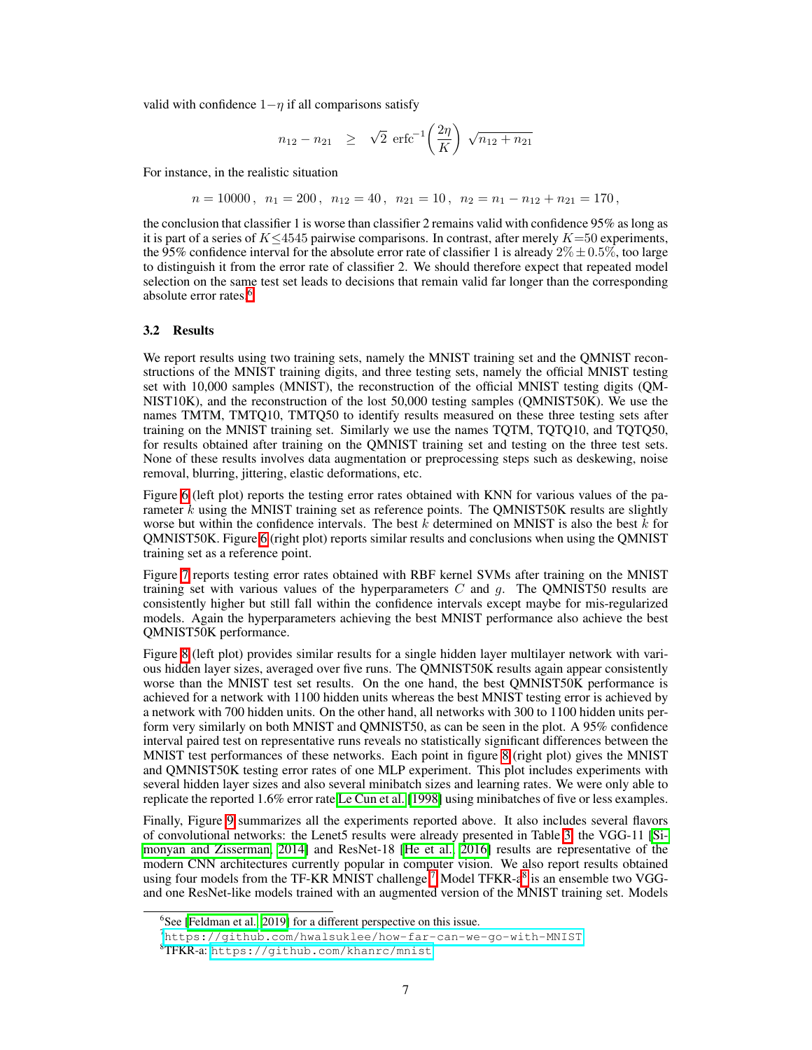valid with confidence $1-\eta$ if all comparisons satisfy

$$n_{12} - n_{21} \quad \geq \quad \sqrt{2}\ \operatorname{erfc}^{-1}\left(\frac{2\eta}{K}\right)\ \sqrt{n_{12}+n_{21}}$$

For instance, in the realistic situation

$$n = 10000\,,\ \ n_1 = 200\,,\ \ n_{12} = 40\,,\ \ n_{21} = 10\,,\ \ n_2 = n_1 - n_{12} + n_{21} = 170\,,$$

the conclusion that classifier 1 is worse than classifier 2 remains valid with confidence 95% as long as it is part of a series of $K \leq 4545$ pairwise comparisons. In contrast, after merely $K = 50$ experiments, the 95% confidence interval for the absolute error rate of classifier 1 is already $2\% \pm 0.5\%$, too large to distinguish it from the error rate of classifier 2. We should therefore expect that repeated model selection on the same test set leads to decisions that remain valid far longer than the corresponding absolute error rates.[6]

### 3.2 Results

We report results using two training sets, namely the MNIST training set and the QMNIST reconstructions of the MNIST training digits, and three testing sets, namely the official MNIST testing set with 10,000 samples (MNIST), the reconstruction of the official MNIST testing digits (QMNIST10K), and the reconstruction of the lost 50,000 testing samples (QMNIST50K). We use the names TMTM, TMTQ10, TMTQ50 to identify results measured on these three testing sets after training on the MNIST training set. Similarly we use the names TQTM, TQTQ10, and TQTQ50, for results obtained after training on the QMNIST training set and testing on the three test sets. None of these results involves data augmentation or preprocessing steps such as deskewing, noise removal, blurring, jittering, elastic deformations, etc.

Figure 6 (left plot) reports the testing error rates obtained with KNN for various values of the parameter $k$ using the MNIST training set as reference points. The QMNIST50K results are slightly worse but within the confidence intervals. The best $k$ determined on MNIST is also the best $k$ for QMNIST50K. Figure 6 (right plot) reports similar results and conclusions when using the QMNIST training set as a reference point.

Figure 7 reports testing error rates obtained with RBF kernel SVMs after training on the MNIST training set with various values of the hyperparameters $C$ and $g$. The QMNIST50 results are consistently higher but still fall within the confidence intervals except maybe for mis-regularized models. Again the hyperparameters achieving the best MNIST performance also achieve the best QMNIST50K performance.

Figure 8 (left plot) provides similar results for a single hidden layer multilayer network with various hidden layer sizes, averaged over five runs. The QMNIST50K results again appear consistently worse than the MNIST test set results. On the one hand, the best QMNIST50K performance is achieved for a network with 1100 hidden units whereas the best MNIST testing error is achieved by a network with 700 hidden units. On the other hand, all networks with 300 to 1100 hidden units perform very similarly on both MNIST and QMNIST50, as can be seen in the plot. A 95% confidence interval paired test on representative runs reveals no statistically significant differences between the MNIST test performances of these networks. Each point in figure 8 (right plot) gives the MNIST and QMNIST50K testing error rates of one MLP experiment. This plot includes experiments with several hidden layer sizes and also several minibatch sizes and learning rates. We were only able to replicate the reported 1.6% error rate Le Cun et al. [1998] using minibatches of five or less examples.

Finally, Figure 9 summarizes all the experiments reported above. It also includes several flavors of convolutional networks: the Lenet5 results were already presented in Table 3, the VGG-11 [Simonyan and Zisserman, 2014] and ResNet-18 [He et al., 2016] results are representative of the modern CNN architectures currently popular in computer vision. We also report results obtained using four models from the TF-KR MNIST challenge.[7] Model TFKR-a[8] is an ensemble two VGG- and one ResNet-like models trained with an augmented version of the MNIST training set. Models

[6] See [Feldman et al., 2019] for a different perspective on this issue.

[7] https://github.com/hwalsuklee/how-far-can-we-go-with-MNIST

[8] TFKR-a: https://github.com/khanrc/mnist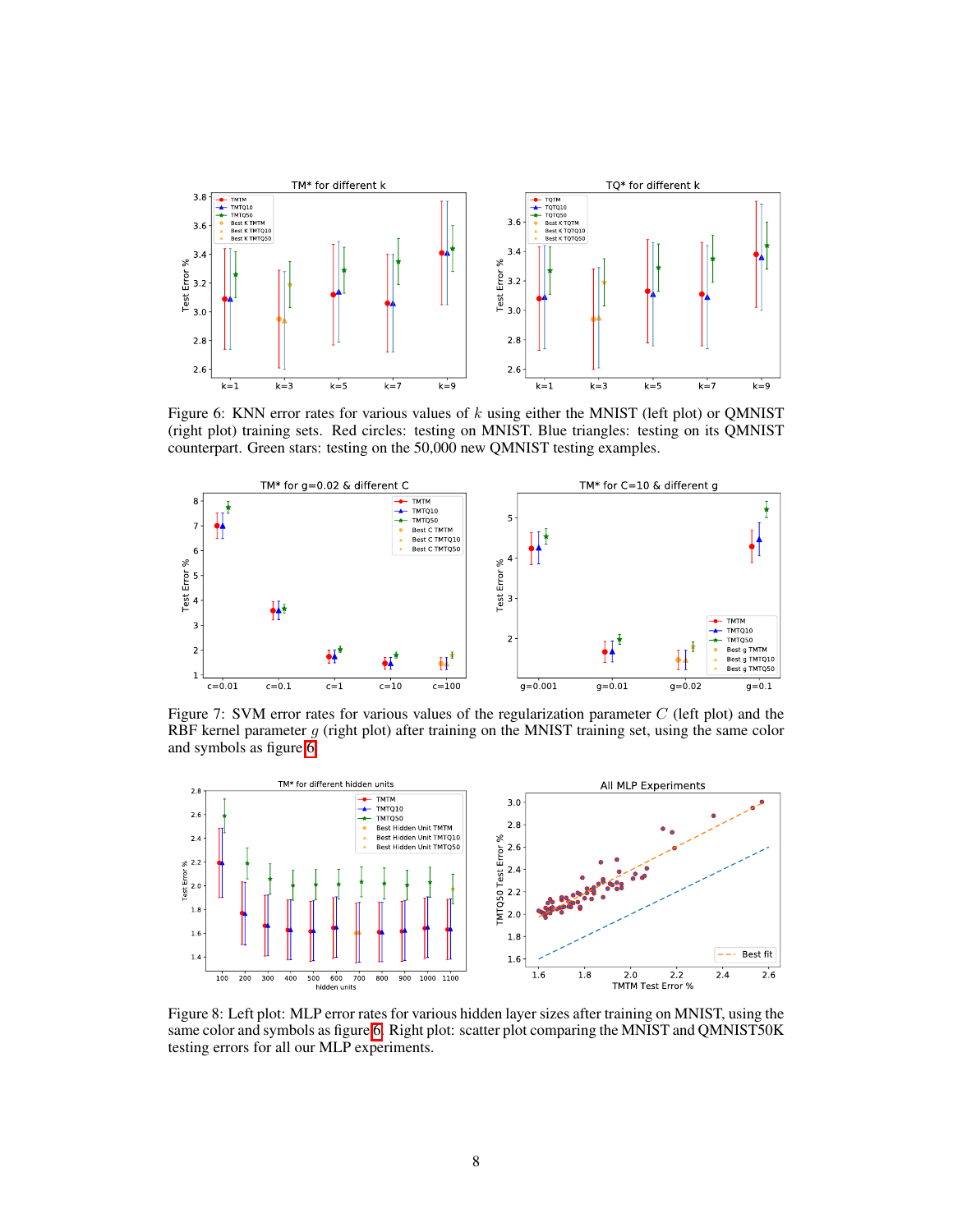Figure 6: KNN error rates for various values of $k$ using either the MNIST (left plot) or QMNIST (right plot) training sets. Red circles: testing on MNIST. Blue triangles: testing on its QMNIST counterpart. Green stars: testing on the 50,000 new QMNIST testing examples.

Figure 7: SVM error rates for various values of the regularization parameter $C$ (left plot) and the RBF kernel parameter $g$ (right plot) after training on the MNIST training set, using the same color and symbols as figure 6.

Figure 8: Left plot: MLP error rates for various hidden layer sizes after training on MNIST, using the same color and symbols as figure 6. Right plot: scatter plot comparing the MNIST and QMNIST50K testing errors for all our MLP experiments.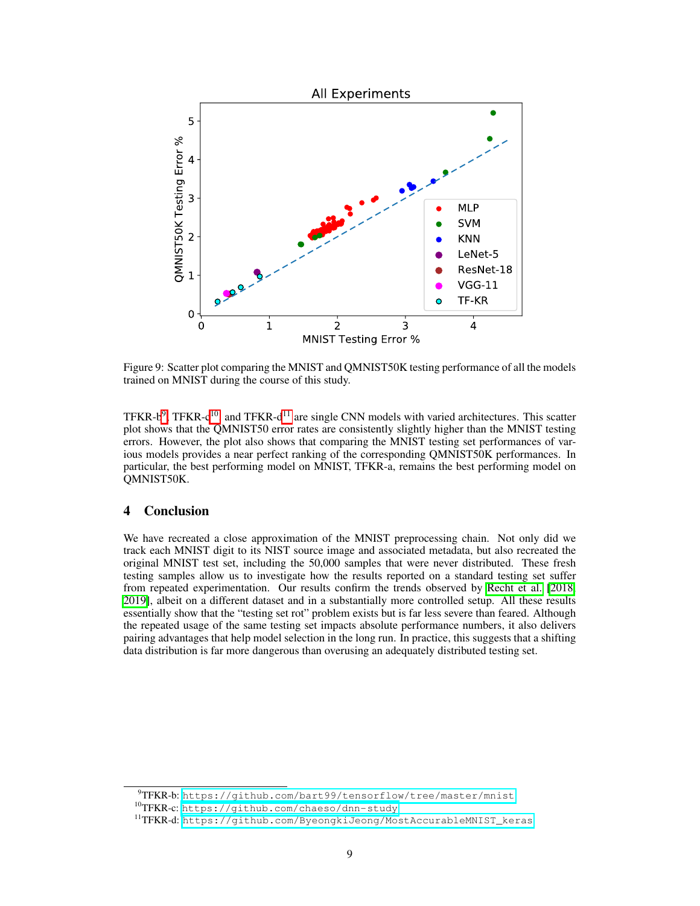Figure 9: Scatter plot comparing the MNIST and QMNIST50K testing performance of all the models trained on MNIST during the course of this study.

TFKR-b[9], TFKR-c[10] and TFKR-d[11] are single CNN models with varied architectures. This scatter plot shows that the QMNIST50 error rates are consistently slightly higher than the MNIST testing errors. However, the plot also shows that comparing the MNIST testing set performances of various models provides a near perfect ranking of the corresponding QMNIST50K performances. In particular, the best performing model on MNIST, TFKR-a, remains the best performing model on QMNIST50K.

## 4 Conclusion

We have recreated a close approximation of the MNIST preprocessing chain. Not only did we track each MNIST digit to its NIST source image and associated metadata, but also recreated the original MNIST test set, including the 50,000 samples that were never distributed. These fresh testing samples allow us to investigate how the results reported on a standard testing set suffer from repeated experimentation. Our results confirm the trends observed by Recht et al. [2018, 2019], albeit on a different dataset and in a substantially more controlled setup. All these results essentially show that the "testing set rot" problem exists but is far less severe than feared. Although the repeated usage of the same testing set impacts absolute performance numbers, it also delivers pairing advantages that help model selection in the long run. In practice, this suggests that a shifting data distribution is far more dangerous than overusing an adequately distributed testing set.

[9] TFKR-b: https://github.com/bart99/tensorflow/tree/master/mnist

[10] TFKR-c: https://github.com/chaeso/dnn-study

[11] TFKR-d: https://github.com/ByeongkiJeong/MostAccurableMNIST_keras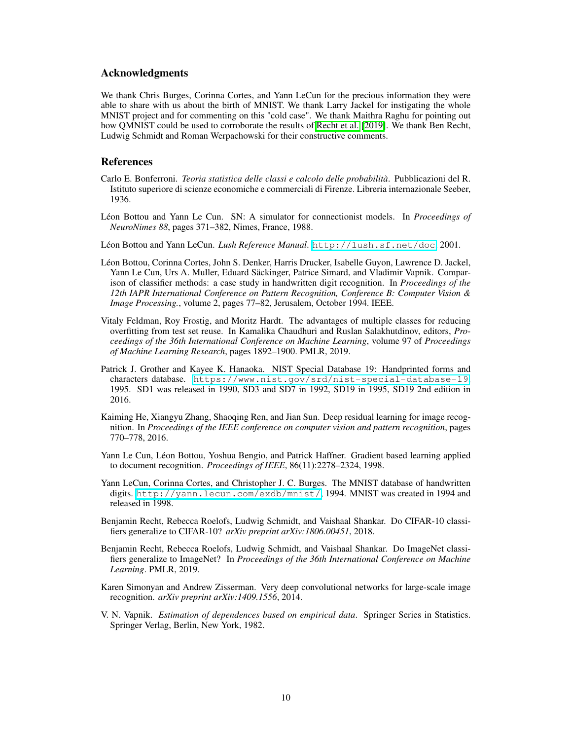## Acknowledgments

We thank Chris Burges, Corinna Cortes, and Yann LeCun for the precious information they were able to share with us about the birth of MNIST. We thank Larry Jackel for instigating the whole MNIST project and for commenting on this "cold case". We thank Maithra Raghu for pointing out how QMNIST could be used to corroborate the results of Recht et al. [2019]. We thank Ben Recht, Ludwig Schmidt and Roman Werpachowski for their constructive comments.

## References

Carlo E. Bonferroni. *Teoria statistica delle classi e calcolo delle probabilità*. Pubblicazioni del R. Istituto superiore di scienze economiche e commerciali di Firenze. Libreria internazionale Seeber, 1936.

Léon Bottou and Yann Le Cun. SN: A simulator for connectionist models. In *Proceedings of NeuroNimes 88*, pages 371–382, Nimes, France, 1988.

Léon Bottou and Yann LeCun. *Lush Reference Manual*. http://lush.sf.net/doc, 2001.

Léon Bottou, Corinna Cortes, John S. Denker, Harris Drucker, Isabelle Guyon, Lawrence D. Jackel, Yann Le Cun, Urs A. Muller, Eduard Säckinger, Patrice Simard, and Vladimir Vapnik. Comparison of classifier methods: a case study in handwritten digit recognition. In *Proceedings of the 12th IAPR International Conference on Pattern Recognition, Conference B: Computer Vision & Image Processing.*, volume 2, pages 77–82, Jerusalem, October 1994. IEEE.

Vitaly Feldman, Roy Frostig, and Moritz Hardt. The advantages of multiple classes for reducing overfitting from test set reuse. In Kamalika Chaudhuri and Ruslan Salakhutdinov, editors, *Proceedings of the 36th International Conference on Machine Learning*, volume 97 of *Proceedings of Machine Learning Research*, pages 1892–1900. PMLR, 2019.

Patrick J. Grother and Kayee K. Hanaoka. NIST Special Database 19: Handprinted forms and characters database. https://www.nist.gov/srd/nist-special-database-19, 1995. SD1 was released in 1990, SD3 and SD7 in 1992, SD19 in 1995, SD19 2nd edition in 2016.

Kaiming He, Xiangyu Zhang, Shaoqing Ren, and Jian Sun. Deep residual learning for image recognition. In *Proceedings of the IEEE conference on computer vision and pattern recognition*, pages 770–778, 2016.

Yann Le Cun, Léon Bottou, Yoshua Bengio, and Patrick Haffner. Gradient based learning applied to document recognition. *Proceedings of IEEE*, 86(11):2278–2324, 1998.

Yann LeCun, Corinna Cortes, and Christopher J. C. Burges. The MNIST database of handwritten digits. http://yann.lecun.com/exdb/mnist/, 1994. MNIST was created in 1994 and released in 1998.

Benjamin Recht, Rebecca Roelofs, Ludwig Schmidt, and Vaishaal Shankar. Do CIFAR-10 classifiers generalize to CIFAR-10? *arXiv preprint arXiv:1806.00451*, 2018.

Benjamin Recht, Rebecca Roelofs, Ludwig Schmidt, and Vaishaal Shankar. Do ImageNet classifiers generalize to ImageNet? In *Proceedings of the 36th International Conference on Machine Learning*. PMLR, 2019.

Karen Simonyan and Andrew Zisserman. Very deep convolutional networks for large-scale image recognition. *arXiv preprint arXiv:1409.1556*, 2014.

V. N. Vapnik. *Estimation of dependences based on empirical data*. Springer Series in Statistics. Springer Verlag, Berlin, New York, 1982.